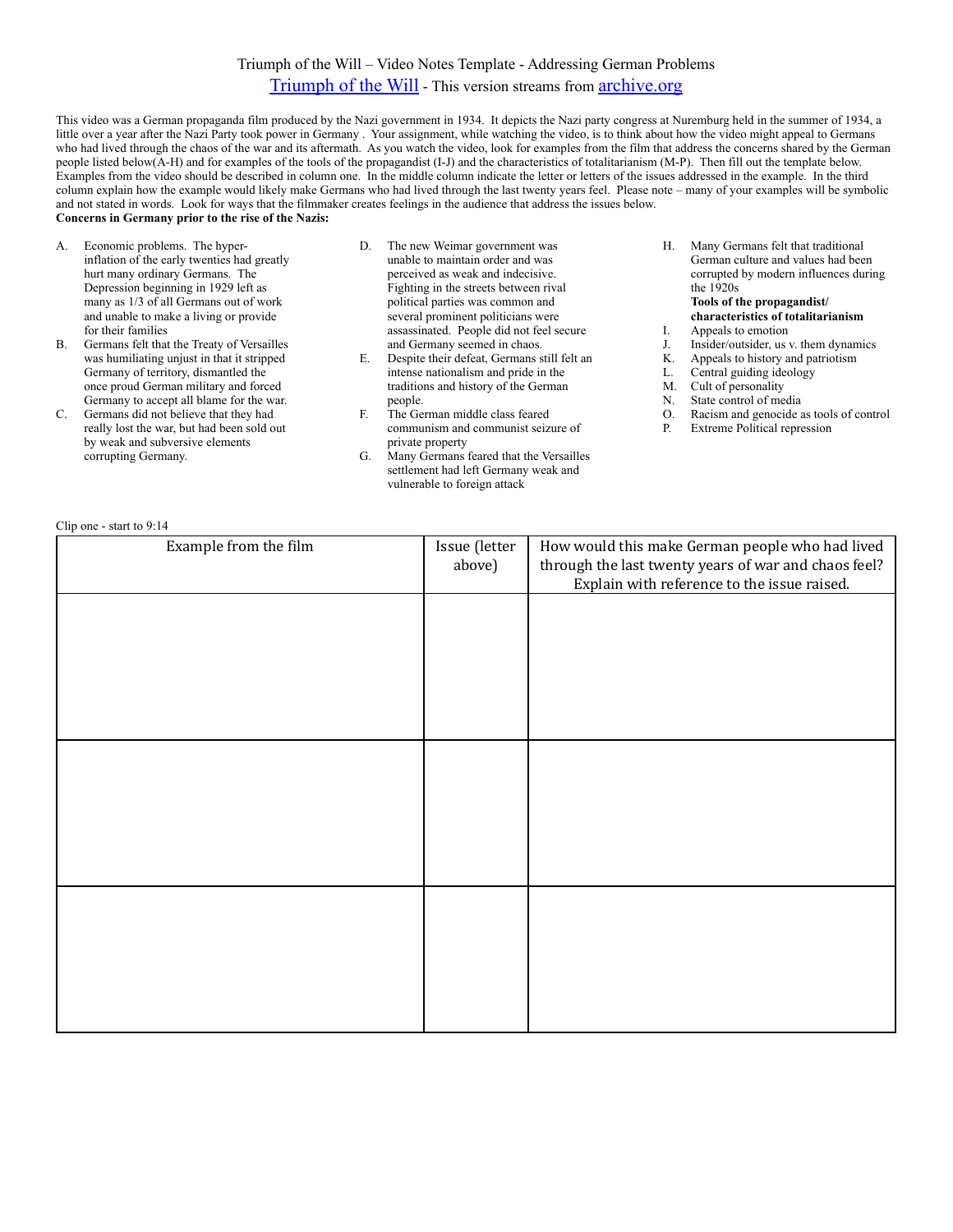# Triumph of the Will – Video Notes Template - Addressing German Problems

## Triumph of the Will - This version streams from archive.org

This video was a German propaganda film produced by the Nazi government in 1934. It depicts the Nazi party congress at Nuremburg held in the summer of 1934, a little over a year after the Nazi Party took power in Germany . Your assignment, while watching the video, is to think about how the video might appeal to Germans who had lived through the chaos of the war and its aftermath. As you watch the video, look for examples from the film that address the concerns shared by the German people listed below(A-H) and for examples of the tools of the propagandist (I-J) and the characteristics of totalitarianism (M-P). Then fill out the template below. Examples from the video should be described in column one. In the middle column indicate the letter or letters of the issues addressed in the example. In the third column explain how the example would likely make Germans who had lived through the last twenty years feel. Please note – many of your examples will be symbolic and not stated in words. Look for ways that the filmmaker creates feelings in the audience that address the issues below.

**Concerns in Germany prior to the rise of the Nazis:**

A. Economic problems. The hyper-inflation of the early twenties had greatly hurt many ordinary Germans. The Depression beginning in 1929 left as many as 1/3 of all Germans out of work and unable to make a living or provide for their families

B. Germans felt that the Treaty of Versailles was humiliating unjust in that it stripped Germany of territory, dismantled the once proud German military and forced Germany to accept all blame for the war.

C. Germans did not believe that they had really lost the war, but had been sold out by weak and subversive elements corrupting Germany.

D. The new Weimar government was unable to maintain order and was perceived as weak and indecisive. Fighting in the streets between rival political parties was common and several prominent politicians were assassinated. People did not feel secure and Germany seemed in chaos.

E. Despite their defeat, Germans still felt an intense nationalism and pride in the traditions and history of the German people.

F. The German middle class feared communism and communist seizure of private property

G. Many Germans feared that the Versailles settlement had left Germany weak and vulnerable to foreign attack

H. Many Germans felt that traditional German culture and values had been corrupted by modern influences during the 1920s

**Tools of the propagandist/ characteristics of totalitarianism**

I. Appeals to emotion
J. Insider/outsider, us v. them dynamics
K. Appeals to history and patriotism
L. Central guiding ideology
M. Cult of personality
N. State control of media
O. Racism and genocide as tools of control
P. Extreme Political repression

Clip one - start to 9:14

| Example from the film | Issue (letter above) | How would this make German people who had lived through the last twenty years of war and chaos feel? Explain with reference to the issue raised. |
|---|---|---|
| | | |
| | | |
| | | |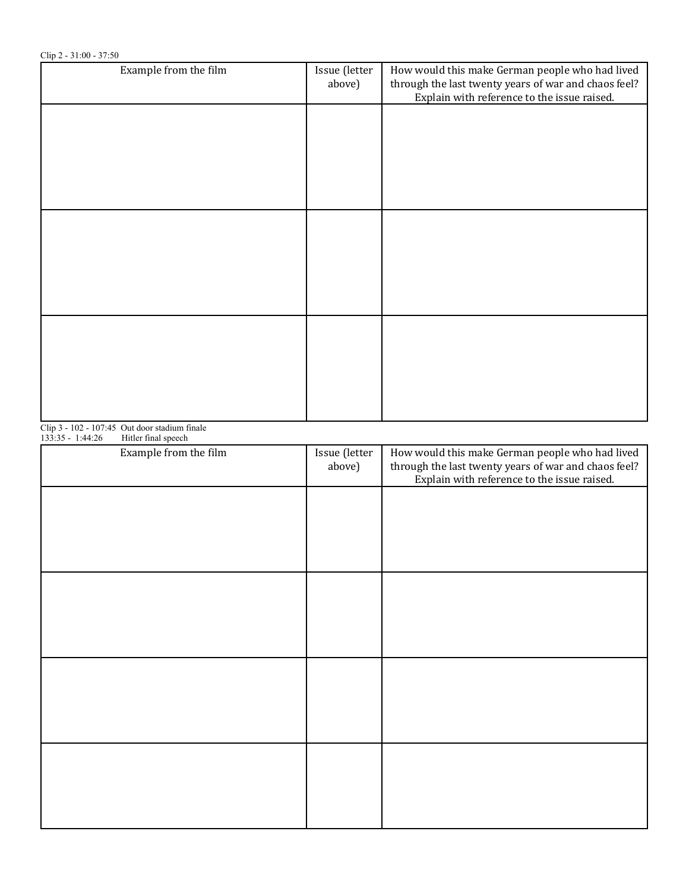Clip 2 - 31:00 - 37:50

| Example from the film | Issue (letter above) | How would this make German people who had lived through the last twenty years of war and chaos feel? Explain with reference to the issue raised. |
| --- | --- | --- |
| | | |
| | | |
| | | |

Clip 3 - 102 - 107:45 Out door stadium finale
133:35 - 1:44:26 Hitler final speech

| Example from the film | Issue (letter above) | How would this make German people who had lived through the last twenty years of war and chaos feel? Explain with reference to the issue raised. |
| --- | --- | --- |
| | | |
| | | |
| | | |
| | | |